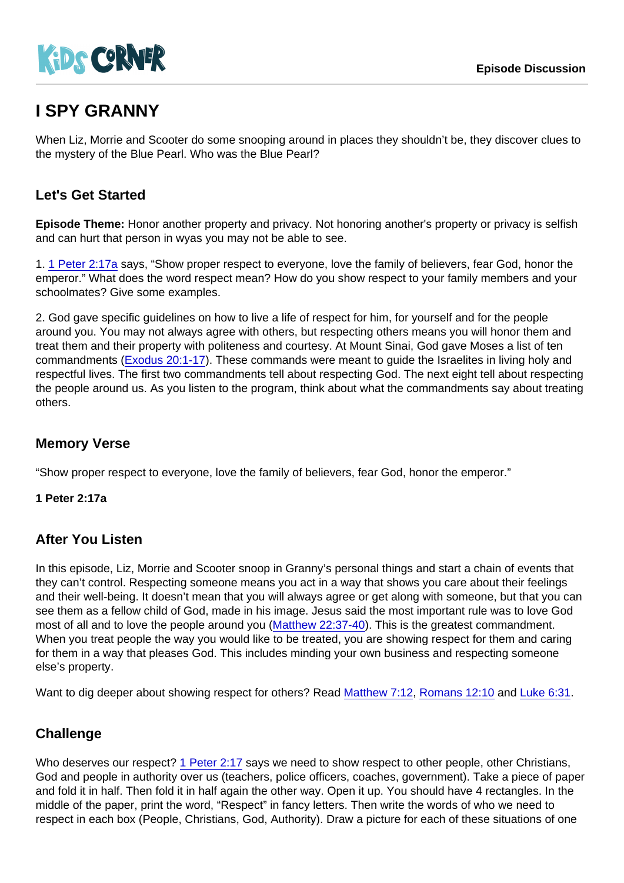# I SPY GRANNY

When Liz, Morrie and Scooter do some snooping around in places they shouldn't be, they discover clues to the mystery of the Blue Pearl. Who was the Blue Pearl?

## Let's Get Started

**Episode Theme:** Honor another property and privacy. Not honoring another's property or privacy is selfish and can hurt that person in wyas you may not be able to see.

1. 1 Peter 2:17a says, "Show proper respect to everyone, love the family of believers, fear God, honor the emperor." What does the word respect mean? How do you show respect to your family members and your schoolmates? Give some examples.

2. God gave specific guidelines on how to live a life of respect for him, for yourself and for the people around you. You may not always agree with others, but respecting others means you will honor them and treat them and their property with politeness and courtesy. At Mount Sinai, God gave Moses a list of ten commandments (Exodus 20:1-17). These commands were meant to guide the Israelites in living holy and respectful lives. The first two commandments tell about respecting God. The next eight tell about respecting the people around us. As you listen to the program, think about what the commandments say about treating others.

## Memory Verse

"Show proper respect to everyone, love the family of believers, fear God, honor the emperor."

**1 Peter 2:17a**

## After You Listen

In this episode, Liz, Morrie and Scooter snoop in Granny's personal things and start a chain of events that they can't control. Respecting someone means you act in a way that shows you care about their feelings and their well-being. It doesn't mean that you will always agree or get along with someone, but that you can see them as a fellow child of God, made in his image. Jesus said the most important rule was to love God most of all and to love the people around you (Matthew 22:37-40). This is the greatest commandment. When you treat people the way you would like to be treated, you are showing respect for them and caring for them in a way that pleases God. This includes minding your own business and respecting someone else's property.

Want to dig deeper about showing respect for others? Read Matthew 7:12, Romans 12:10 and Luke 6:31.

## Challenge

Who deserves our respect? 1 Peter 2:17 says we need to show respect to other people, other Christians, God and people in authority over us (teachers, police officers, coaches, government). Take a piece of paper and fold it in half. Then fold it in half again the other way. Open it up. You should have 4 rectangles. In the middle of the paper, print the word, "Respect" in fancy letters. Then write the words of who we need to respect in each box (People, Christians, God, Authority). Draw a picture for each of these situations of one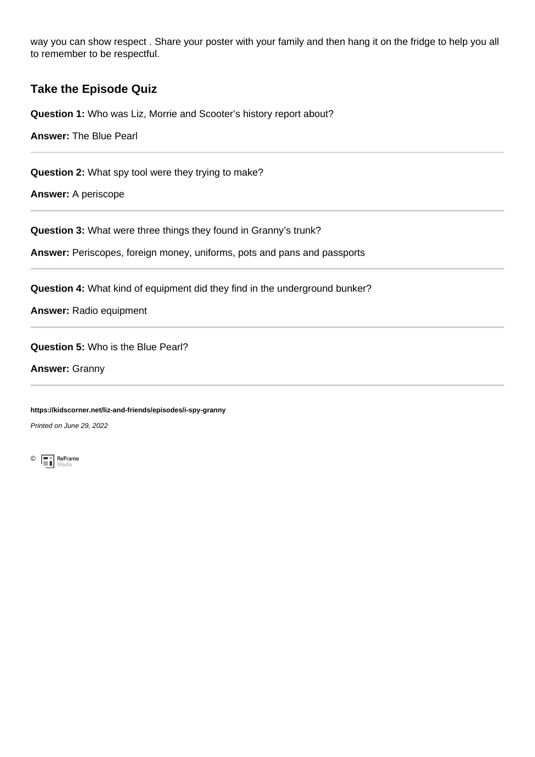way you can show respect . Share your poster with your family and then hang it on the fridge to help you all to remember to be respectful.

## Take the Episode Quiz

**Question 1:** Who was Liz, Morrie and Scooter's history report about?

**Answer:** The Blue Pearl

---

**Question 2:** What spy tool were they trying to make?

**Answer:** A periscope

---

**Question 3:** What were three things they found in Granny's trunk?

**Answer:** Periscopes, foreign money, uniforms, pots and pans and passports

---

**Question 4:** What kind of equipment did they find in the underground bunker?

**Answer:** Radio equipment

---

**Question 5:** Who is the Blue Pearl?

**Answer:** Granny

---

**https://kidscorner.net/liz-and-friends/episodes/i-spy-granny**

*Printed on June 29, 2022*

© ReFrame Media